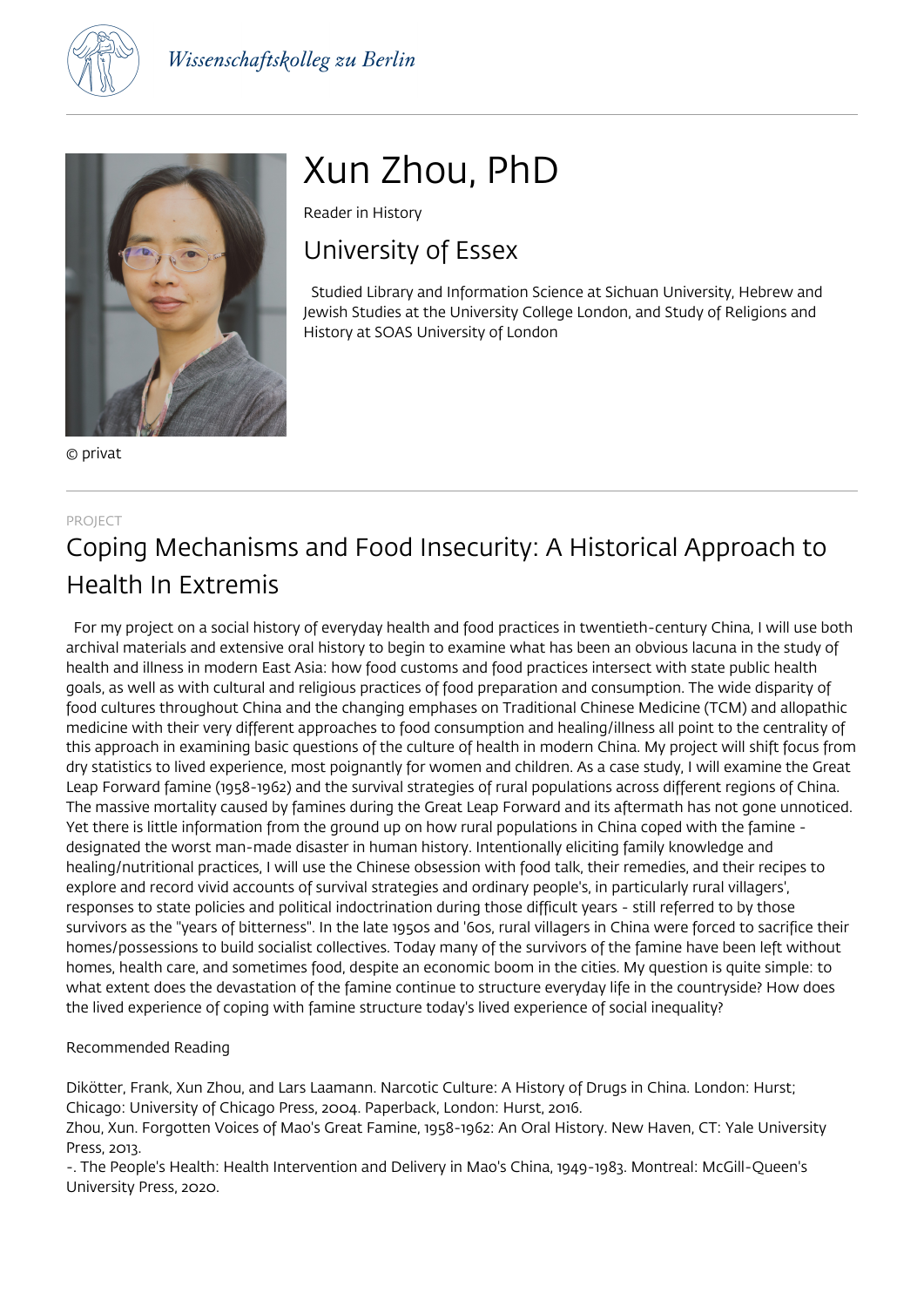Wissenschaftskolleg zu Berlin

# Xun Zhou, PhD

Reader in History

## University of Essex

Studied Library and Information Science at Sichuan University, Hebrew and Jewish Studies at the University College London, and Study of Religions and History at SOAS University of London

© privat

PROJECT

## Coping Mechanisms and Food Insecurity: A Historical Approach to Health In Extremis

For my project on a social history of everyday health and food practices in twentieth-century China, I will use both archival materials and extensive oral history to begin to examine what has been an obvious lacuna in the study of health and illness in modern East Asia: how food customs and food practices intersect with state public health goals, as well as with cultural and religious practices of food preparation and consumption. The wide disparity of food cultures throughout China and the changing emphases on Traditional Chinese Medicine (TCM) and allopathic medicine with their very different approaches to food consumption and healing/illness all point to the centrality of this approach in examining basic questions of the culture of health in modern China. My project will shift focus from dry statistics to lived experience, most poignantly for women and children. As a case study, I will examine the Great Leap Forward famine (1958-1962) and the survival strategies of rural populations across different regions of China. The massive mortality caused by famines during the Great Leap Forward and its aftermath has not gone unnoticed. Yet there is little information from the ground up on how rural populations in China coped with the famine - designated the worst man-made disaster in human history. Intentionally eliciting family knowledge and healing/nutritional practices, I will use the Chinese obsession with food talk, their remedies, and their recipes to explore and record vivid accounts of survival strategies and ordinary people's, in particularly rural villagers', responses to state policies and political indoctrination during those difficult years - still referred to by those survivors as the "years of bitterness". In the late 1950s and '60s, rural villagers in China were forced to sacrifice their homes/possessions to build socialist collectives. Today many of the survivors of the famine have been left without homes, health care, and sometimes food, despite an economic boom in the cities. My question is quite simple: to what extent does the devastation of the famine continue to structure everyday life in the countryside? How does the lived experience of coping with famine structure today's lived experience of social inequality?

Recommended Reading

Dikötter, Frank, Xun Zhou, and Lars Laamann. Narcotic Culture: A History of Drugs in China. London: Hurst; Chicago: University of Chicago Press, 2004. Paperback, London: Hurst, 2016.

Zhou, Xun. Forgotten Voices of Mao's Great Famine, 1958-1962: An Oral History. New Haven, CT: Yale University Press, 2013.

-. The People's Health: Health Intervention and Delivery in Mao's China, 1949-1983. Montreal: McGill-Queen's University Press, 2020.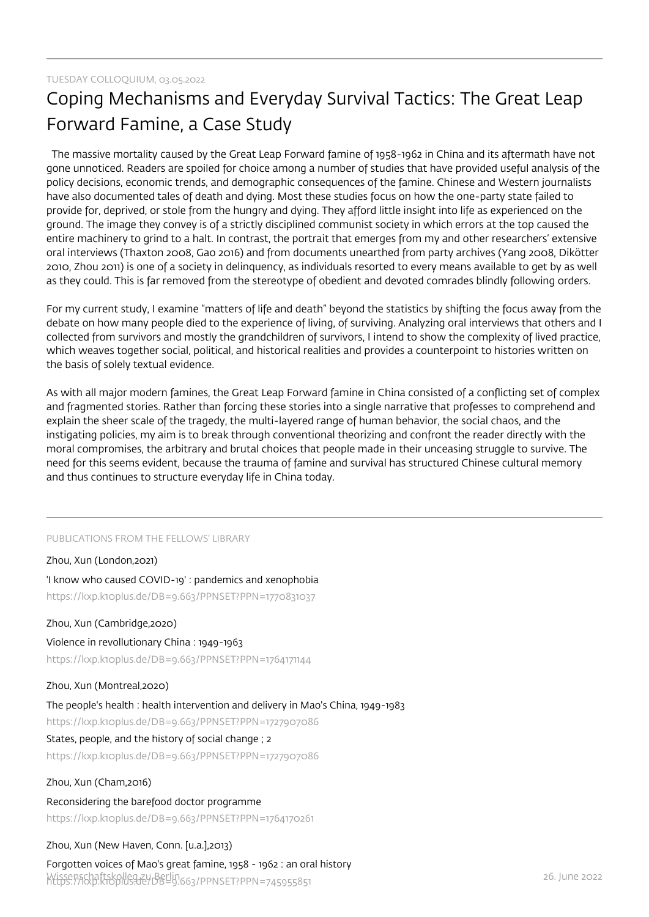TUESDAY COLLOQUIUM, 03.05.2022

# Coping Mechanisms and Everyday Survival Tactics: The Great Leap Forward Famine, a Case Study

The massive mortality caused by the Great Leap Forward famine of 1958-1962 in China and its aftermath have not gone unnoticed. Readers are spoiled for choice among a number of studies that have provided useful analysis of the policy decisions, economic trends, and demographic consequences of the famine. Chinese and Western journalists have also documented tales of death and dying. Most these studies focus on how the one-party state failed to provide for, deprived, or stole from the hungry and dying. They afford little insight into life as experienced on the ground. The image they convey is of a strictly disciplined communist society in which errors at the top caused the entire machinery to grind to a halt. In contrast, the portrait that emerges from my and other researchers' extensive oral interviews (Thaxton 2008, Gao 2016) and from documents unearthed from party archives (Yang 2008, Dikötter 2010, Zhou 2011) is one of a society in delinquency, as individuals resorted to every means available to get by as well as they could. This is far removed from the stereotype of obedient and devoted comrades blindly following orders.

For my current study, I examine "matters of life and death" beyond the statistics by shifting the focus away from the debate on how many people died to the experience of living, of surviving. Analyzing oral interviews that others and I collected from survivors and mostly the grandchildren of survivors, I intend to show the complexity of lived practice, which weaves together social, political, and historical realities and provides a counterpoint to histories written on the basis of solely textual evidence.

As with all major modern famines, the Great Leap Forward famine in China consisted of a conflicting set of complex and fragmented stories. Rather than forcing these stories into a single narrative that professes to comprehend and explain the sheer scale of the tragedy, the multi-layered range of human behavior, the social chaos, and the instigating policies, my aim is to break through conventional theorizing and confront the reader directly with the moral compromises, the arbitrary and brutal choices that people made in their unceasing struggle to survive. The need for this seems evident, because the trauma of famine and survival has structured Chinese cultural memory and thus continues to structure everyday life in China today.

---

PUBLICATIONS FROM THE FELLOWS' LIBRARY

Zhou, Xun (London,2021)

'I know who caused COVID-19' : pandemics and xenophobia
https://kxp.k10plus.de/DB=9.663/PPNSET?PPN=1770831037

Zhou, Xun (Cambridge,2020)

Violence in revollutionary China : 1949-1963
https://kxp.k10plus.de/DB=9.663/PPNSET?PPN=1764171144

Zhou, Xun (Montreal,2020)

The people's health : health intervention and delivery in Mao's China, 1949-1983
https://kxp.k10plus.de/DB=9.663/PPNSET?PPN=1727907086

States, people, and the history of social change ; 2
https://kxp.k10plus.de/DB=9.663/PPNSET?PPN=1727907086

Zhou, Xun (Cham,2016)

Reconsidering the barefood doctor programme
https://kxp.k10plus.de/DB=9.663/PPNSET?PPN=1764170261

Zhou, Xun (New Haven, Conn. [u.a.],2013)

Forgotten voices of Mao's great famine, 1958 - 1962 : an oral history
https://kxp.k10plus.de/DB=9.663/PPNSET?PPN=745955851